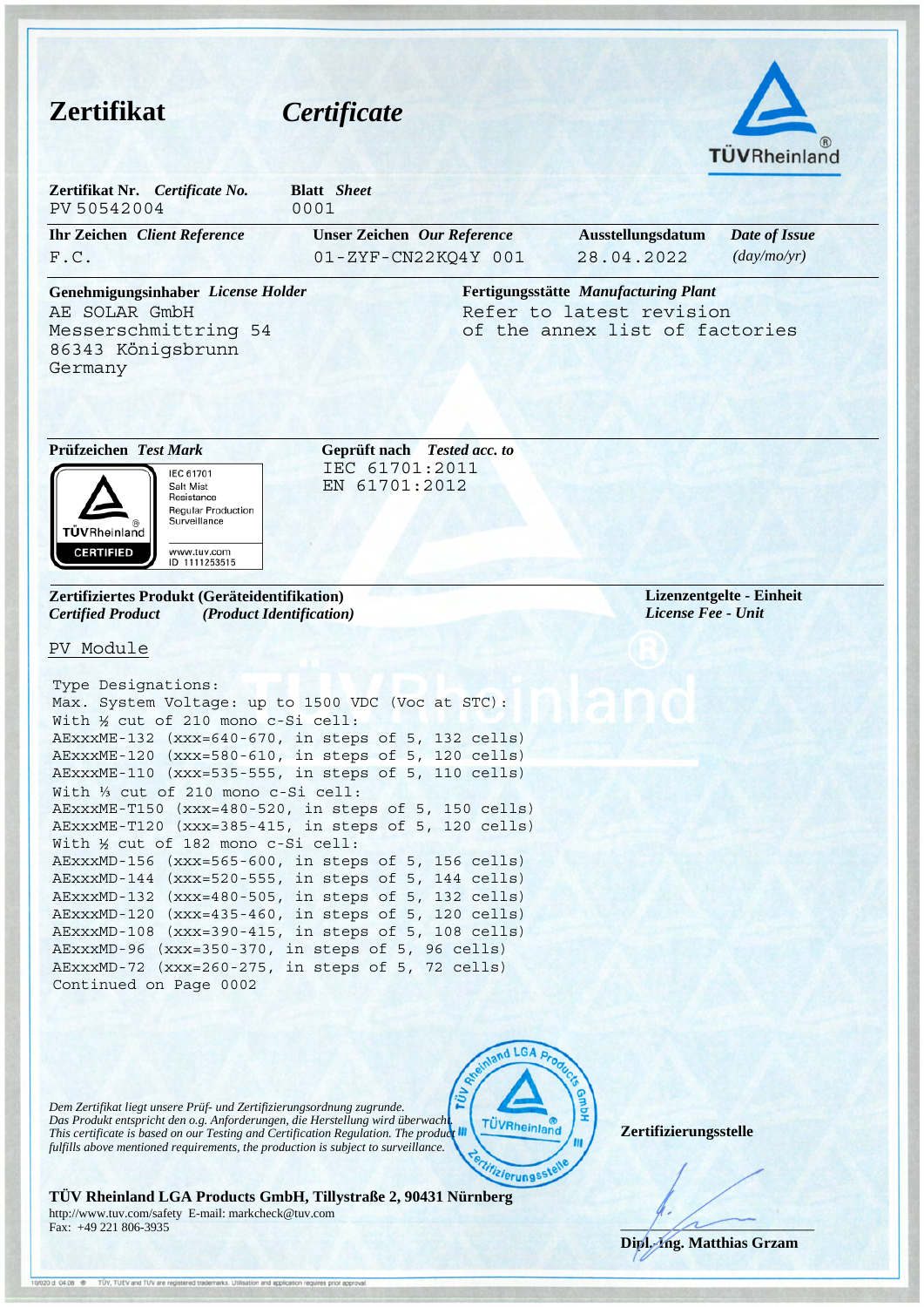# Zertifikat *Certificate*

TÜVRheinland®

| Zertifikat Nr. *Certificate No.* | Blatt *Sheet* |
| --- | --- |
| PV 50542004 | 0001 |

| Ihr Zeichen *Client Reference* | Unser Zeichen *Our Reference* | Ausstellungsdatum *Date of Issue* (day/mo/yr) |
| --- | --- | --- |
| F.C. | 01-ZYF-CN22KQ4Y 001 | 28.04.2022 |

**Genehmigungsinhaber** *License Holder*

AE SOLAR GmbH
Messerschmittring 54
86343 Königsbrunn
Germany

**Fertigungsstätte** *Manufacturing Plant*

Refer to latest revision
of the annex list of factories

**Prüfzeichen** *Test Mark*

TÜVRheinland CERTIFIED
IEC 61701
Salt Mist Resistance
Regular Production Surveillance
www.tuv.com
ID 1111253515

**Geprüft nach** *Tested acc. to*

IEC 61701:2011
EN 61701:2012

**Zertifiziertes Produkt (Geräteidentifikation)**
*Certified Product (Product Identification)*

**Lizenzentgelte - Einheit**
*License Fee - Unit*

PV Module

Type Designations:
Max. System Voltage: up to 1500 VDC (Voc at STC):
With ½ cut of 210 mono c-Si cell:
AExxxME-132 (xxx=640-670, in steps of 5, 132 cells)
AExxxME-120 (xxx=580-610, in steps of 5, 120 cells)
AExxxME-110 (xxx=535-555, in steps of 5, 110 cells)
With ⅓ cut of 210 mono c-Si cell:
AExxxME-T150 (xxx=480-520, in steps of 5, 150 cells)
AExxxME-T120 (xxx=385-415, in steps of 5, 120 cells)
With ½ cut of 182 mono c-Si cell:
AExxxMD-156 (xxx=565-600, in steps of 5, 156 cells)
AExxxMD-144 (xxx=520-555, in steps of 5, 144 cells)
AExxxMD-132 (xxx=480-505, in steps of 5, 132 cells)
AExxxMD-120 (xxx=435-460, in steps of 5, 120 cells)
AExxxMD-108 (xxx=390-415, in steps of 5, 108 cells)
AExxxMD-96 (xxx=350-370, in steps of 5, 96 cells)
AExxxMD-72 (xxx=260-275, in steps of 5, 72 cells)
Continued on Page 0002

*Dem Zertifikat liegt unsere Prüf- und Zertifizierungsordnung zugrunde. Das Produkt entspricht den o.g. Anforderungen, die Herstellung wird überwacht.*
*This certificate is based on our Testing and Certification Regulation. The product fulfills above mentioned requirements, the production is subject to surveillance.*

TÜV Rheinland LGA Products GmbH – Zertifizierungsstelle

**Zertifizierungsstelle**

Dipl.-Ing. Matthias Grzam

**TÜV Rheinland LGA Products GmbH, Tillystraße 2, 90431 Nürnberg**
http://www.tuv.com/safety E-mail: markcheck@tuv.com
Fax: +49 221 806-3935

10/020 d 04.08 ® TÜV, TUEV and TUV are registered trademarks. Utilisation and application requires prior approval.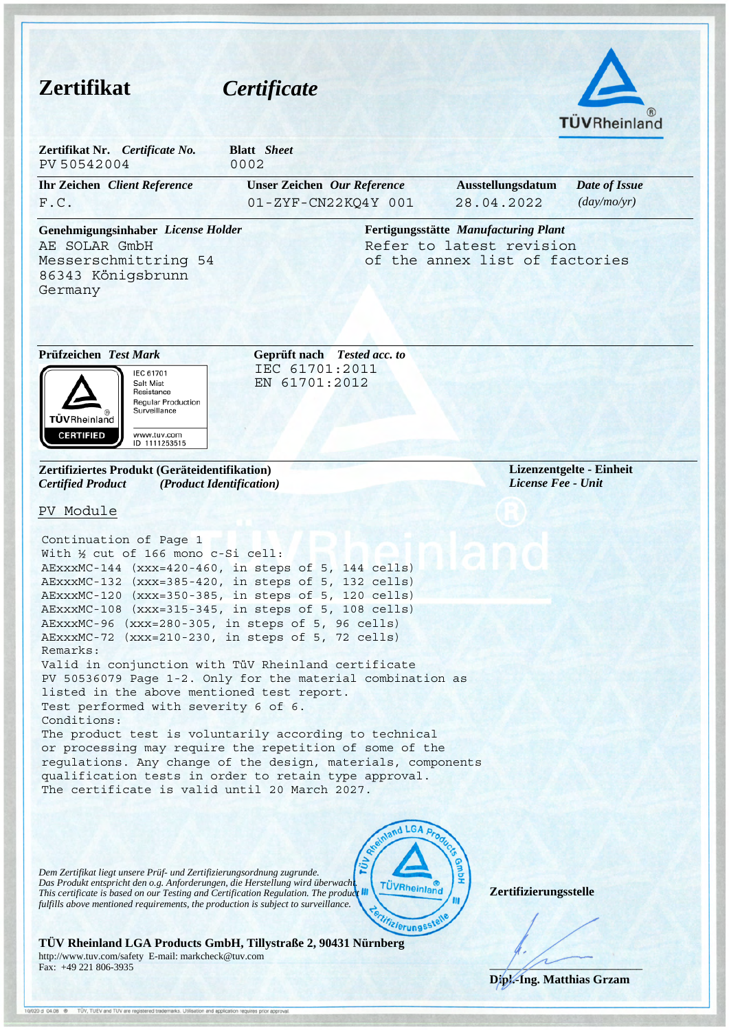# Zertifikat *Certificate*

TÜVRheinland®

**Zertifikat Nr.** *Certificate No.*
PV 50542004

**Blatt** *Sheet*
0002

| **Ihr Zeichen** *Client Reference* | **Unser Zeichen** *Our Reference* | **Ausstellungsdatum** *Date of Issue* |
|---|---|---|
| F.C. | 01-ZYF-CN22KQ4Y 001 | 28.04.2022 *(day/mo/yr)* |

**Genehmigungsinhaber** *License Holder*
AE SOLAR GmbH
Messerschmittring 54
86343 Königsbrunn
Germany

**Fertigungsstätte** *Manufacturing Plant*
Refer to latest revision
of the annex list of factories

**Prüfzeichen** *Test Mark*

TÜVRheinland CERTIFIED
IEC 61701
Salt Mist
Resistance
Regular Production
Surveillance
www.tuv.com
ID 1111253515

**Geprüft nach** *Tested acc. to*
IEC 61701:2011
EN 61701:2012

**Zertifiziertes Produkt (Geräteidentifikation)**
*Certified Product* *(Product Identification)*

**Lizenzentgelte - Einheit**
*License Fee - Unit*

PV Module

Continuation of Page 1
With ½ cut of 166 mono c-Si cell:
AExxxMC-144 (xxx=420-460, in steps of 5, 144 cells)
AExxxMC-132 (xxx=385-420, in steps of 5, 132 cells)
AExxxMC-120 (xxx=350-385, in steps of 5, 120 cells)
AExxxMC-108 (xxx=315-345, in steps of 5, 108 cells)
AExxxMC-96 (xxx=280-305, in steps of 5, 96 cells)
AExxxMC-72 (xxx=210-230, in steps of 5, 72 cells)
Remarks:
Valid in conjunction with TüV Rheinland certificate
PV 50536079 Page 1-2. Only for the material combination as
listed in the above mentioned test report.
Test performed with severity 6 of 6.
Conditions:
The product test is voluntarily according to technical
or processing may require the repetition of some of the
regulations. Any change of the design, materials, components
qualification tests in order to retain type approval.
The certificate is valid until 20 March 2027.

*Dem Zertifikat liegt unsere Prüf- und Zertifizierungsordnung zugrunde.*
*Das Produkt entspricht den o.g. Anforderungen, die Herstellung wird überwacht.*
*This certificate is based on our Testing and Certification Regulation. The product fulfills above mentioned requirements, the production is subject to surveillance.*

TÜV Rheinland LGA Products GmbH – Zertifizierungsstelle

**Zertifizierungsstelle**

Dipl.-Ing. Matthias Grzam

**TÜV Rheinland LGA Products GmbH, Tillystraße 2, 90431 Nürnberg**
http://www.tuv.com/safety E-mail: markcheck@tuv.com
Fax: +49 221 806-3935

10/020 d 04.08 ® TÜV, TUEV and TUV are registered trademarks. Utilisation and application requires prior approval.